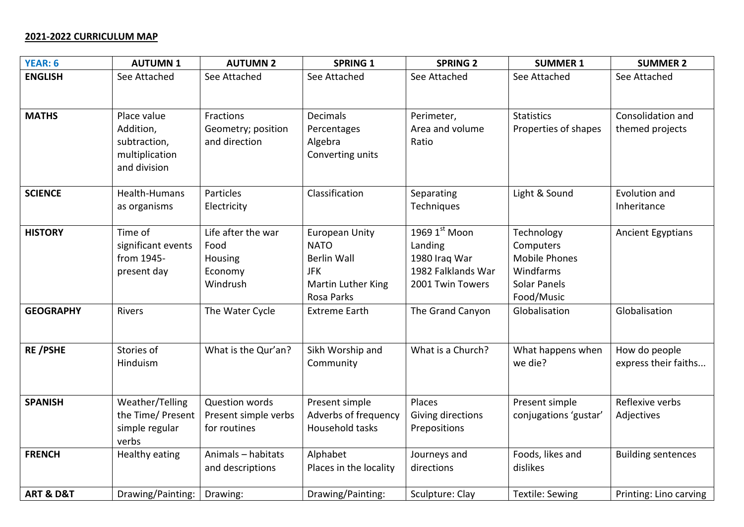**2021-2022 CURRICULUM MAP**

| YEAR: 6 | AUTUMN 1 | AUTUMN 2 | SPRING 1 | SPRING 2 | SUMMER 1 | SUMMER 2 |
|---|---|---|---|---|---|---|
| **ENGLISH** | See Attached | See Attached | See Attached | See Attached | See Attached | See Attached |
| **MATHS** | Place value<br>Addition, subtraction, multiplication and division | Fractions<br>Geometry; position and direction | Decimals<br>Percentages<br>Algebra<br>Converting units | Perimeter,<br>Area and volume<br>Ratio | Statistics<br>Properties of shapes | Consolidation and themed projects |
| **SCIENCE** | Health-Humans as organisms | Particles<br>Electricity | Classification | Separating Techniques | Light & Sound | Evolution and Inheritance |
| **HISTORY** | Time of significant events from 1945-present day | Life after the war<br>Food<br>Housing<br>Economy<br>Windrush | European Unity<br>NATO<br>Berlin Wall<br>JFK<br>Martin Luther King<br>Rosa Parks | 1969 1st Moon Landing<br>1980 Iraq War<br>1982 Falklands War<br>2001 Twin Towers | Technology<br>Computers<br>Mobile Phones<br>Windfarms<br>Solar Panels<br>Food/Music | Ancient Egyptians |
| **GEOGRAPHY** | Rivers | The Water Cycle | Extreme Earth | The Grand Canyon | Globalisation | Globalisation |
| **RE /PSHE** | Stories of Hinduism | What is the Qur'an? | Sikh Worship and Community | What is a Church? | What happens when we die? | How do people express their faiths... |
| **SPANISH** | Weather/Telling the Time/ Present simple regular verbs | Question words<br>Present simple verbs for routines | Present simple<br>Adverbs of frequency<br>Household tasks | Places<br>Giving directions<br>Prepositions | Present simple conjugations 'gustar' | Reflexive verbs<br>Adjectives |
| **FRENCH** | Healthy eating | Animals – habitats and descriptions | Alphabet<br>Places in the locality | Journeys and directions | Foods, likes and dislikes | Building sentences |
| **ART & D&T** | Drawing/Painting: | Drawing: | Drawing/Painting: | Sculpture: Clay | Textile: Sewing | Printing: Lino carving |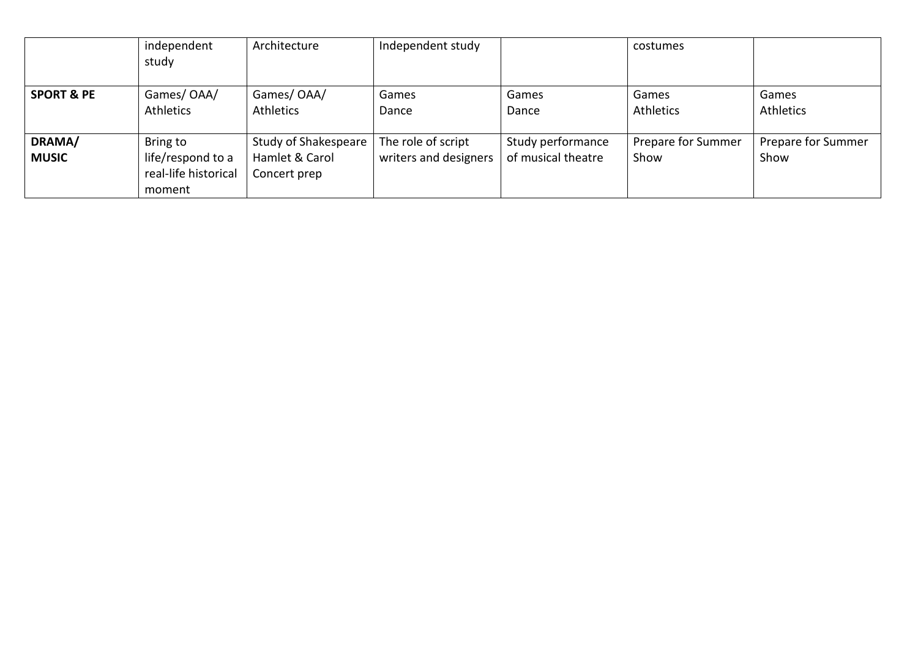| | | | | | | |
|---|---|---|---|---|---|---|
| | independent study | Architecture | Independent study | | costumes | |
| **SPORT & PE** | Games/ OAA/ Athletics | Games/ OAA/ Athletics | Games Dance | Games Dance | Games Athletics | Games Athletics |
| **DRAMA/ MUSIC** | Bring to life/respond to a real-life historical moment | Study of Shakespeare Hamlet & Carol Concert prep | The role of script writers and designers | Study performance of musical theatre | Prepare for Summer Show | Prepare for Summer Show |